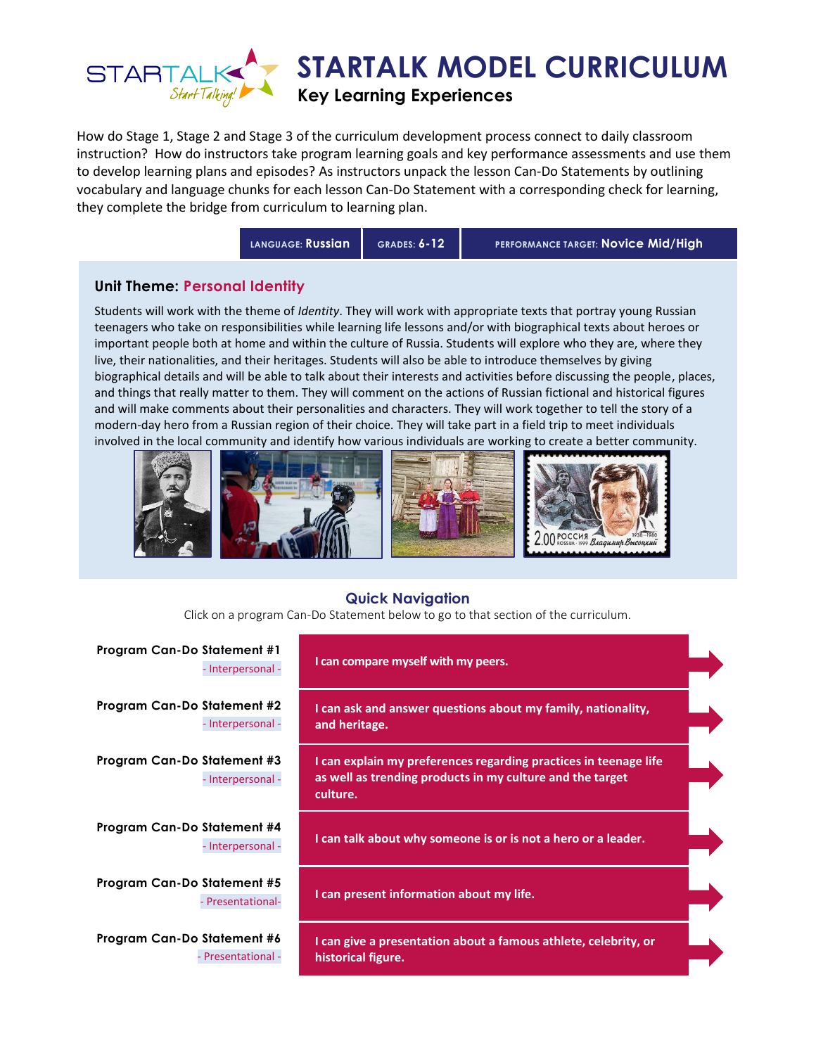# STARTALK MODEL CURRICULUM

## Key Learning Experiences

How do Stage 1, Stage 2 and Stage 3 of the curriculum development process connect to daily classroom instruction? How do instructors take program learning goals and key performance assessments and use them to develop learning plans and episodes? As instructors unpack the lesson Can-Do Statements by outlining vocabulary and language chunks for each lesson Can-Do Statement with a corresponding check for learning, they complete the bridge from curriculum to learning plan.

| LANGUAGE: **Russian** | GRADES: **6-12** | PERFORMANCE TARGET: **Novice Mid/High** |
|---|---|---|

### Unit Theme: Personal Identity

Students will work with the theme of *Identity*. They will work with appropriate texts that portray young Russian teenagers who take on responsibilities while learning life lessons and/or with biographical texts about heroes or important people both at home and within the culture of Russia. Students will explore who they are, where they live, their nationalities, and their heritages. Students will also be able to introduce themselves by giving biographical details and will be able to talk about their interests and activities before discussing the people, places, and things that really matter to them. They will comment on the actions of Russian fictional and historical figures and will make comments about their personalities and characters. They will work together to tell the story of a modern-day hero from a Russian region of their choice. They will take part in a field trip to meet individuals involved in the local community and identify how various individuals are working to create a better community.

### Quick Navigation

Click on a program Can-Do Statement below to go to that section of the curriculum.

| Program Can-Do Statement | Mode | Statement |
|---|---|---|
| **Program Can-Do Statement #1** | - Interpersonal - | **I can compare myself with my peers.** |
| **Program Can-Do Statement #2** | - Interpersonal - | **I can ask and answer questions about my family, nationality, and heritage.** |
| **Program Can-Do Statement #3** | - Interpersonal - | **I can explain my preferences regarding practices in teenage life as well as trending products in my culture and the target culture.** |
| **Program Can-Do Statement #4** | - Interpersonal - | **I can talk about why someone is or is not a hero or a leader.** |
| **Program Can-Do Statement #5** | - Presentational- | **I can present information about my life.** |
| **Program Can-Do Statement #6** | - Presentational - | **I can give a presentation about a famous athlete, celebrity, or historical figure.** |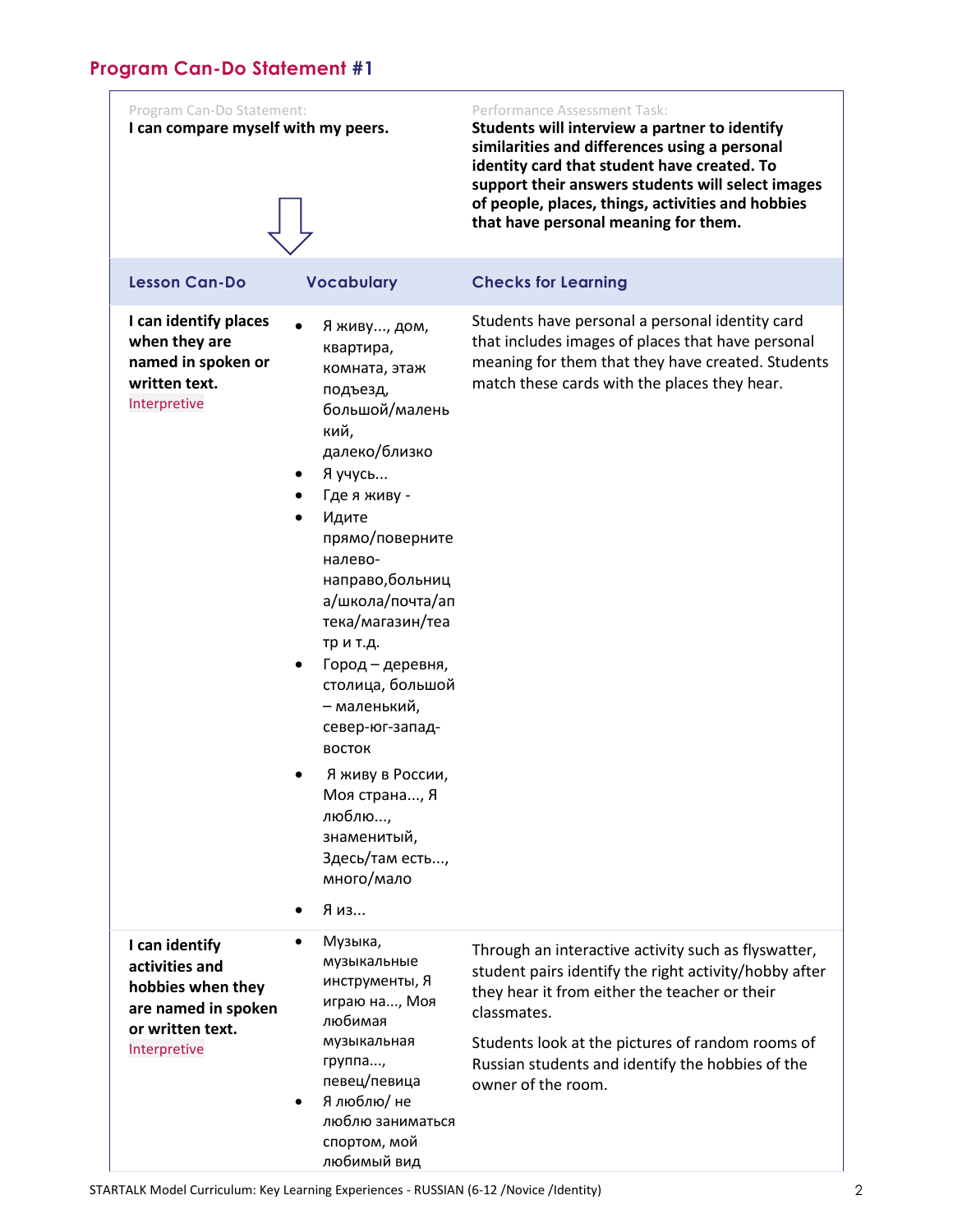## Program Can-Do Statement #1

| Program Can-Do Statement: | Performance Assessment Task: |
|---|---|
| **I can compare myself with my peers.** | **Students will interview a partner to identify similarities and differences using a personal identity card that student have created. To support their answers students will select images of people, places, things, activities and hobbies that have personal meaning for them.** |

| Lesson Can-Do | Vocabulary | Checks for Learning |
|---|---|---|
| **I can identify places when they are named in spoken or written text.** Interpretive | • Я живу..., дом, квартира, комната, этаж подъезд, большой/маленький, далеко/близко <br>• Я учусь... <br>• Где я живу - <br>• Идите прямо/поверните налево-направо,больница/школа/почта/аптека/магазин/театр и т.д. <br>• Город – деревня, столица, большой – маленький, север-юг-запад-восток <br>• Я живу в России, Моя страна..., Я люблю..., знаменитый, Здесь/там есть..., много/мало <br>• Я из... | Students have personal a personal identity card that includes images of places that have personal meaning for them that they have created. Students match these cards with the places they hear. |
| **I can identify activities and hobbies when they are named in spoken or written text.** Interpretive | • Музыка, музыкальные инструменты, Я играю на..., Моя любимая музыкальная группа..., певец/певица <br>• Я люблю/ не люблю заниматься спортом, мой любимый вид | Through an interactive activity such as flyswatter, student pairs identify the right activity/hobby after they hear it from either the teacher or their classmates. <br><br>Students look at the pictures of random rooms of Russian students and identify the hobbies of the owner of the room. |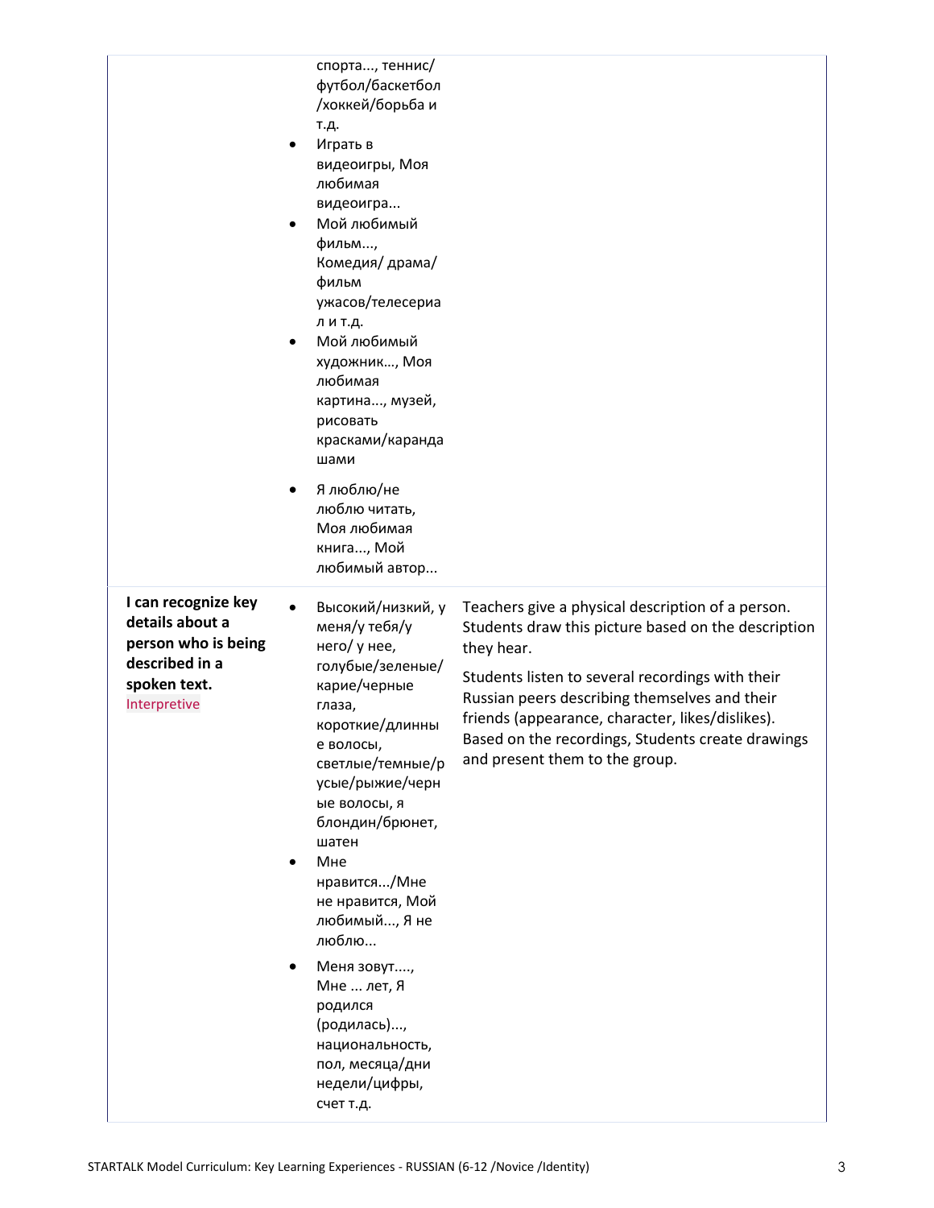| | | |
|---|---|---|
| | спорта..., теннис/ футбол/баскетбол /хоккей/борьба и т.д.<br>• Играть в видеоигры, Моя любимая видеоигра...<br>• Мой любимый фильм..., Комедия/ драма/ фильм ужасов/телесериал и т.д.<br>• Мой любимый художник..., Моя любимая картина..., музей, рисовать красками/карандашами<br>• Я люблю/не люблю читать, Моя любимая книга..., Мой любимый автор... | |
| **I can recognize key details about a person who is being described in a spoken text.**<br>Interpretive | • Высокий/низкий, у меня/у тебя/у него/ у нее, голубые/зеленые/карие/черные глаза, короткие/длинные волосы, светлые/темные/русые/рыжие/черные волосы, я блондин/брюнет, шатен<br>• Мне нравится.../Мне не нравится, Мой любимый..., Я не люблю...<br>• Меня зовут...., Мне ... лет, Я родился (родилась)..., национальность, пол, месяца/дни недели/цифры, счет т.д. | Teachers give a physical description of a person. Students draw this picture based on the description they hear.<br><br>Students listen to several recordings with their Russian peers describing themselves and their friends (appearance, character, likes/dislikes). Based on the recordings, Students create drawings and present them to the group. |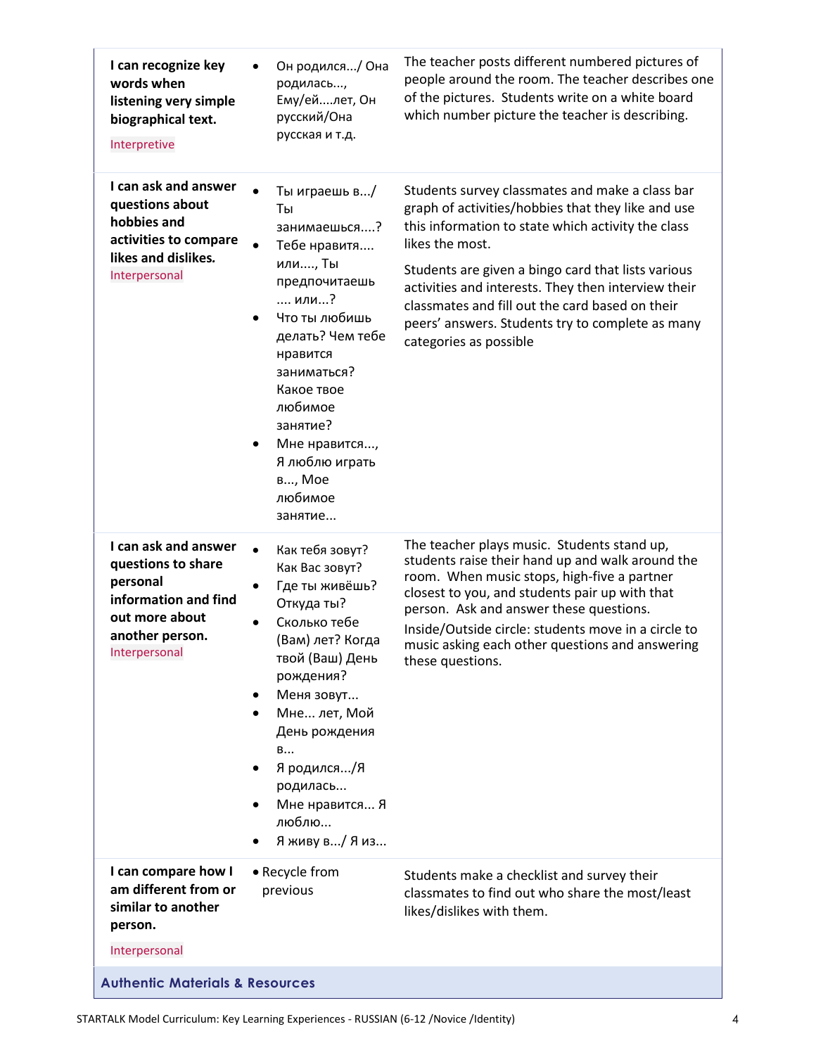| | | |
|---|---|---|
| **I can recognize key words when listening very simple biographical text.** Interpretive | • Он родился.../ Она родилась..., Ему/ей....лет, Он русский/Она русская и т.д. | The teacher posts different numbered pictures of people around the room. The teacher describes one of the pictures. Students write on a white board which number picture the teacher is describing. |
| **I can ask and answer questions about hobbies and activities to compare likes and dislikes.** Interpersonal | • Ты играешь в.../ Ты занимаешься....? • Тебе нравитя.... или...., Ты предпочитаешь .... или...? • Что ты любишь делать? Чем тебе нравится заниматься? Какое твое любимое занятие? • Мне нравится..., Я люблю играть в..., Мое любимое занятие... | Students survey classmates and make a class bar graph of activities/hobbies that they like and use this information to state which activity the class likes the most. Students are given a bingo card that lists various activities and interests. They then interview their classmates and fill out the card based on their peers' answers. Students try to complete as many categories as possible |
| **I can ask and answer questions to share personal information and find out more about another person.** Interpersonal | • Как тебя зовут? Как Вас зовут? • Где ты живёшь? Откуда ты? • Сколько тебе (Вам) лет? Когда твой (Ваш) День рождения? • Меня зовут... • Мне... лет, Мой День рождения в... • Я родился.../Я родилась... • Мне нравится... Я люблю... • Я живу в.../ Я из... | The teacher plays music. Students stand up, students raise their hand up and walk around the room. When music stops, high-five a partner closest to you, and students pair up with that person. Ask and answer these questions. Inside/Outside circle: students move in a circle to music asking each other questions and answering these questions. |
| **I can compare how I am different from or similar to another person.** Interpersonal | • Recycle from previous | Students make a checklist and survey their classmates to find out who share the most/least likes/dislikes with them. |

## Authentic Materials & Resources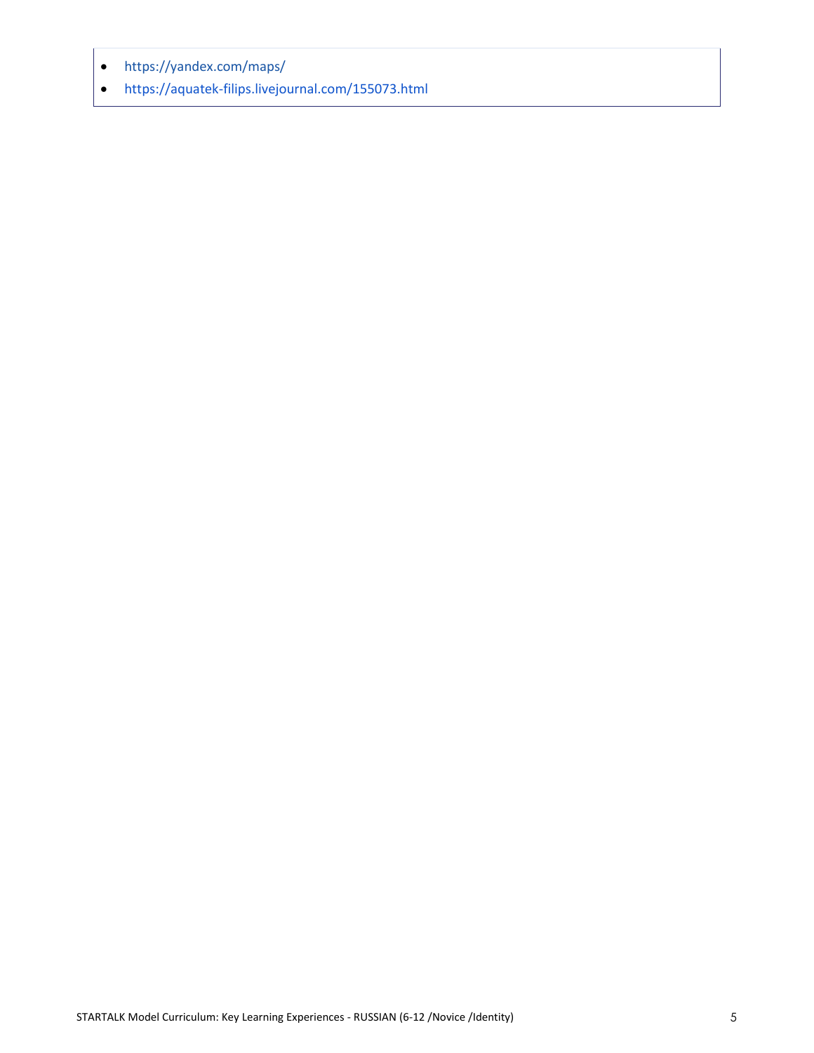- https://yandex.com/maps/
- https://aquatek-filips.livejournal.com/155073.html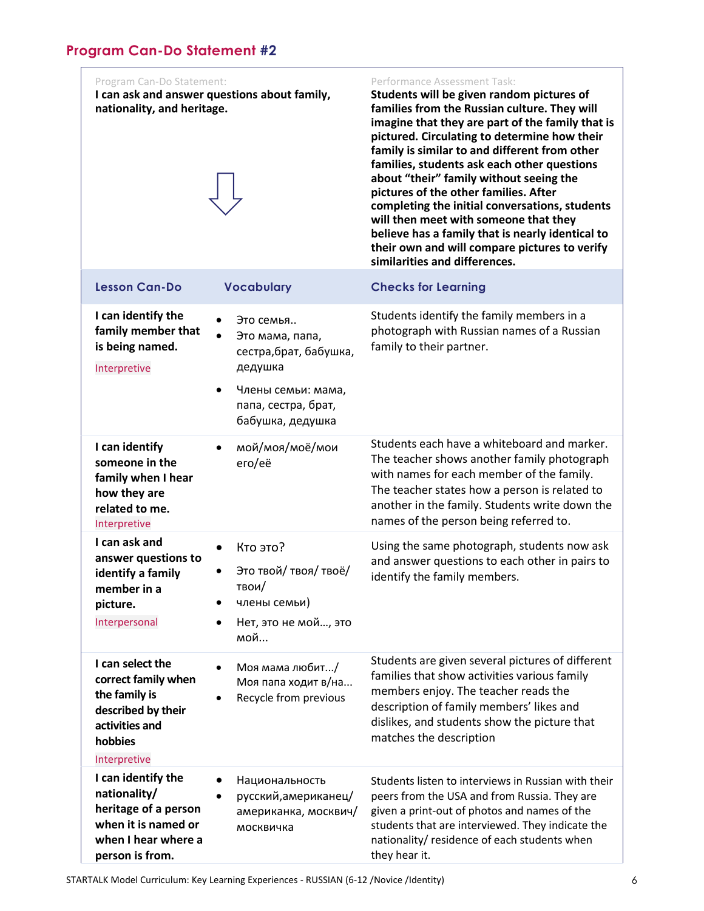## Program Can-Do Statement #2

| Program Can-Do Statement: | | Performance Assessment Task: |
|---|---|---|
| **I can ask and answer questions about family, nationality, and heritage.** | | **Students will be given random pictures of families from the Russian culture. They will imagine that they are part of the family that is pictured. Circulating to determine how their family is similar to and different from other families, students ask each other questions about "their" family without seeing the pictures of the other families. After completing the initial conversations, students will then meet with someone that they believe has a family that is nearly identical to their own and will compare pictures to verify similarities and differences.** |

| Lesson Can-Do | Vocabulary | Checks for Learning |
|---|---|---|
| **I can identify the family member that is being named.** Interpretive | • Это семья.. • Это мама, папа, сестра,брат, бабушка, дедушка • Члены семьи: мама, папа, сестра, брат, бабушка, дедушка | Students identify the family members in a photograph with Russian names of a Russian family to their partner. |
| **I can identify someone in the family when I hear how they are related to me.** Interpretive | • мой/моя/моё/мои его/её | Students each have a whiteboard and marker. The teacher shows another family photograph with names for each member of the family. The teacher states how a person is related to another in the family. Students write down the names of the person being referred to. |
| **I can ask and answer questions to identify a family member in a picture.** Interpersonal | • Кто это? • Это твой/ твоя/ твоё/ твои/ • члены семьи) • Нет, это не мой…, это мой… | Using the same photograph, students now ask and answer questions to each other in pairs to identify the family members. |
| **I can select the correct family when the family is described by their activities and hobbies** Interpretive | • Моя мама любит.../ Моя папа ходит в/на... • Recycle from previous | Students are given several pictures of different families that show activities various family members enjoy. The teacher reads the description of family members' likes and dislikes, and students show the picture that matches the description |
| **I can identify the nationality/ heritage of a person when it is named or when I hear where a person is from.** | • Национальность • русский,американец/ американка, москвич/ москвичка | Students listen to interviews in Russian with their peers from the USA and from Russia. They are given a print-out of photos and names of the students that are interviewed. They indicate the nationality/ residence of each students when they hear it. |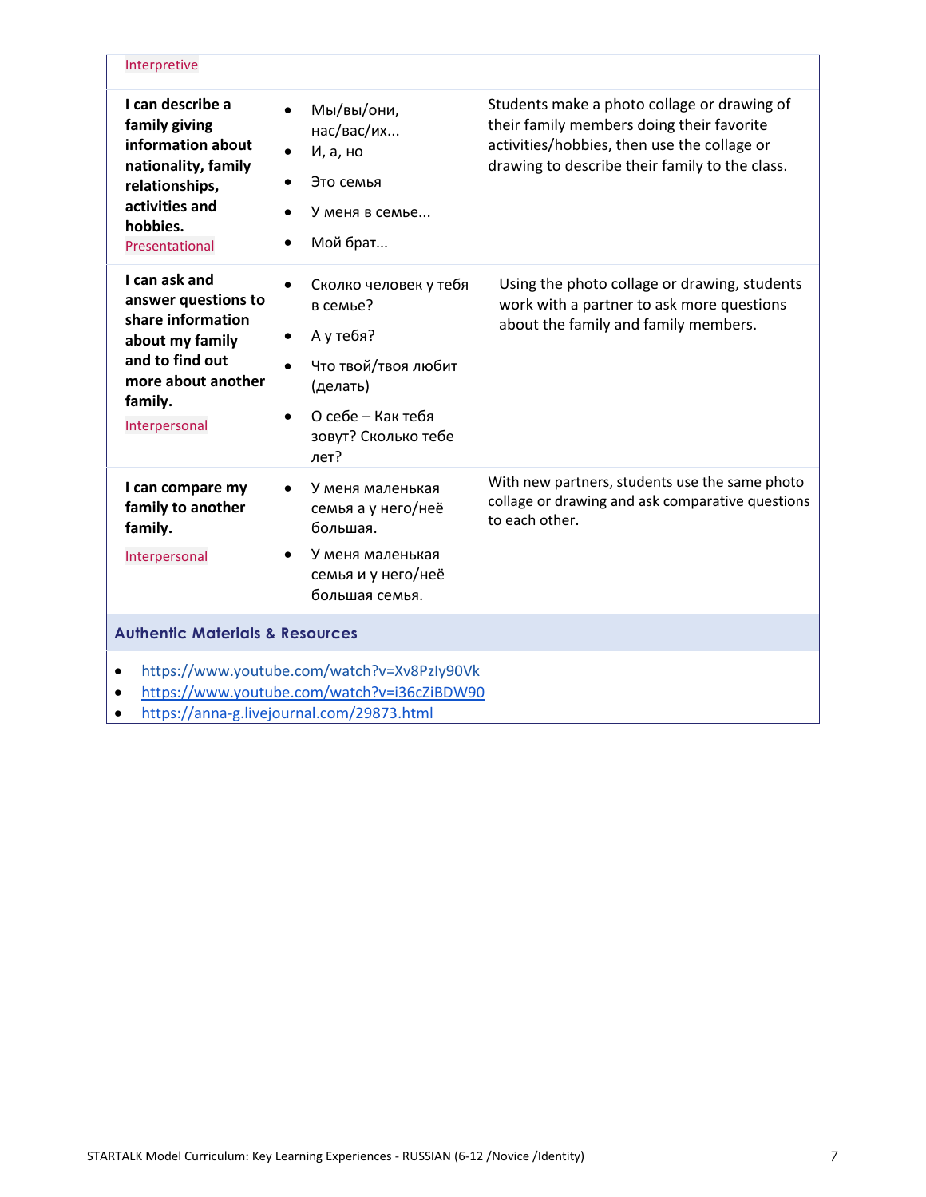| | | |
|---|---|---|
| Interpretive | | |
| **I can describe a family giving information about nationality, family relationships, activities and hobbies.**<br>Presentational | • Мы/вы/они, нас/вас/их...<br>• И, а, но<br>• Это семья<br>• У меня в семье...<br>• Мой брат... | Students make a photo collage or drawing of their family members doing their favorite activities/hobbies, then use the collage or drawing to describe their family to the class. |
| **I can ask and answer questions to share information about my family and to find out more about another family.**<br>Interpersonal | • Сколко человек у тебя в семье?<br>• А у тебя?<br>• Что твой/твоя любит (делать)<br>• О себе – Как тебя зовут? Сколько тебе лет? | Using the photo collage or drawing, students work with a partner to ask more questions about the family and family members. |
| **I can compare my family to another family.**<br>Interpersonal | • У меня маленькая семья а у него/неё большая.<br>• У меня маленькая семья и у него/неё большая семья. | With new partners, students use the same photo collage or drawing and ask comparative questions to each other. |

## Authentic Materials & Resources

- https://www.youtube.com/watch?v=Xv8PzIy90Vk
- https://www.youtube.com/watch?v=i36cZiBDW90
- https://anna-g.livejournal.com/29873.html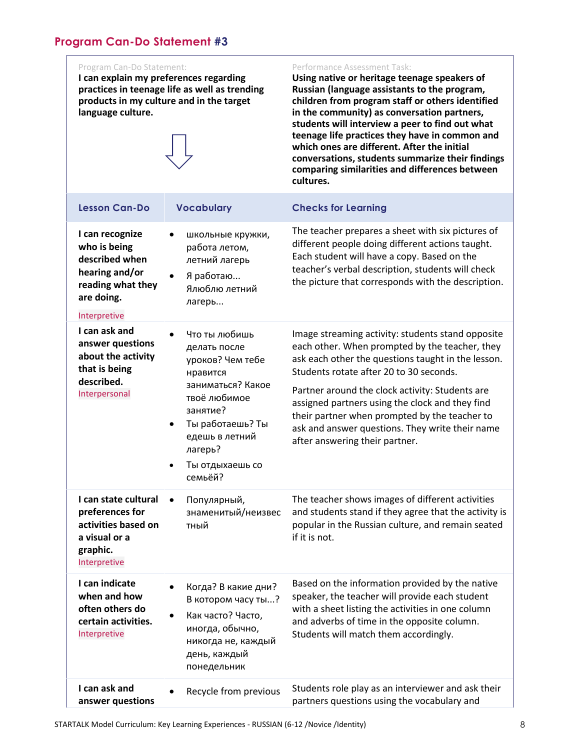## Program Can-Do Statement #3

| Program Can-Do Statement: | Performance Assessment Task: |
|---|---|
| **I can explain my preferences regarding practices in teenage life as well as trending products in my culture and in the target language culture.** | **Using native or heritage teenage speakers of Russian (language assistants to the program, children from program staff or others identified in the community) as conversation partners, students will interview a peer to find out what teenage life practices they have in common and which ones are different. After the initial conversations, students summarize their findings comparing similarities and differences between cultures.** |

| Lesson Can-Do | Vocabulary | Checks for Learning |
|---|---|---|
| **I can recognize who is being described when hearing and/or reading what they are doing.** Interpretive | • школьные кружки, работа летом, летний лагерь<br>• Я работаю... Ялюблю летний лагерь... | The teacher prepares a sheet with six pictures of different people doing different actions taught. Each student will have a copy. Based on the teacher's verbal description, students will check the picture that corresponds with the description. |
| **I can ask and answer questions about the activity that is being described.** Interpersonal | • Что ты любишь делать после уроков? Чем тебе нравится заниматься? Какое твоё любимое занятие?<br>• Ты работаешь? Ты едешь в летний лагерь?<br>• Ты отдыхаешь со семьёй? | Image streaming activity: students stand opposite each other. When prompted by the teacher, they ask each other the questions taught in the lesson. Students rotate after 20 to 30 seconds.<br><br>Partner around the clock activity: Students are assigned partners using the clock and they find their partner when prompted by the teacher to ask and answer questions. They write their name after answering their partner. |
| **I can state cultural preferences for activities based on a visual or a graphic.** Interpretive | • Популярный, знаменитый/неизвестный | The teacher shows images of different activities and students stand if they agree that the activity is popular in the Russian culture, and remain seated if it is not. |
| **I can indicate when and how often others do certain activities.** Interpretive | • Когда? В какие дни? В котором часу ты...?<br>• Как часто? Часто, иногда, обычно, никогда не, каждый день, каждый понедельник | Based on the information provided by the native speaker, the teacher will provide each student with a sheet listing the activities in one column and adverbs of time in the opposite column. Students will match them accordingly. |
| **I can ask and answer questions** | • Recycle from previous | Students role play as an interviewer and ask their partners questions using the vocabulary and |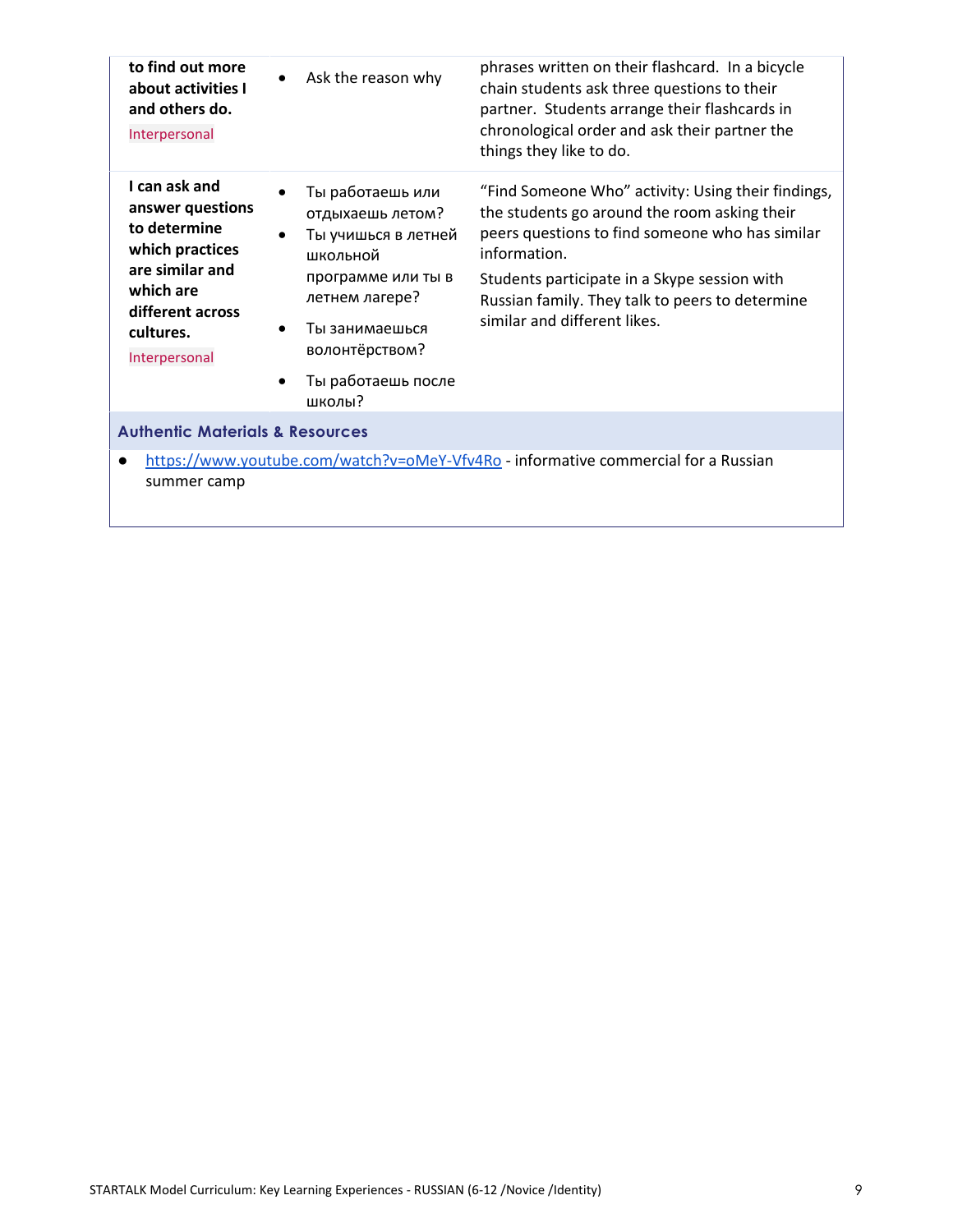| | | |
|---|---|---|
| **to find out more about activities I and others do.** Interpersonal | • Ask the reason why | phrases written on their flashcard. In a bicycle chain students ask three questions to their partner. Students arrange their flashcards in chronological order and ask their partner the things they like to do. |
| **I can ask and answer questions to determine which practices are similar and which are different across cultures.** Interpersonal | • Ты работаешь или отдыхаешь летом? <br>• Ты учишься в летней школьной программе или ты в летнем лагере? <br>• Ты занимаешься волонтёрством? <br>• Ты работаешь после школы? | "Find Someone Who" activity: Using their findings, the students go around the room asking their peers questions to find someone who has similar information. <br><br>Students participate in a Skype session with Russian family. They talk to peers to determine similar and different likes. |

**Authentic Materials & Resources**

- https://www.youtube.com/watch?v=oMeY-Vfv4Ro - informative commercial for a Russian summer camp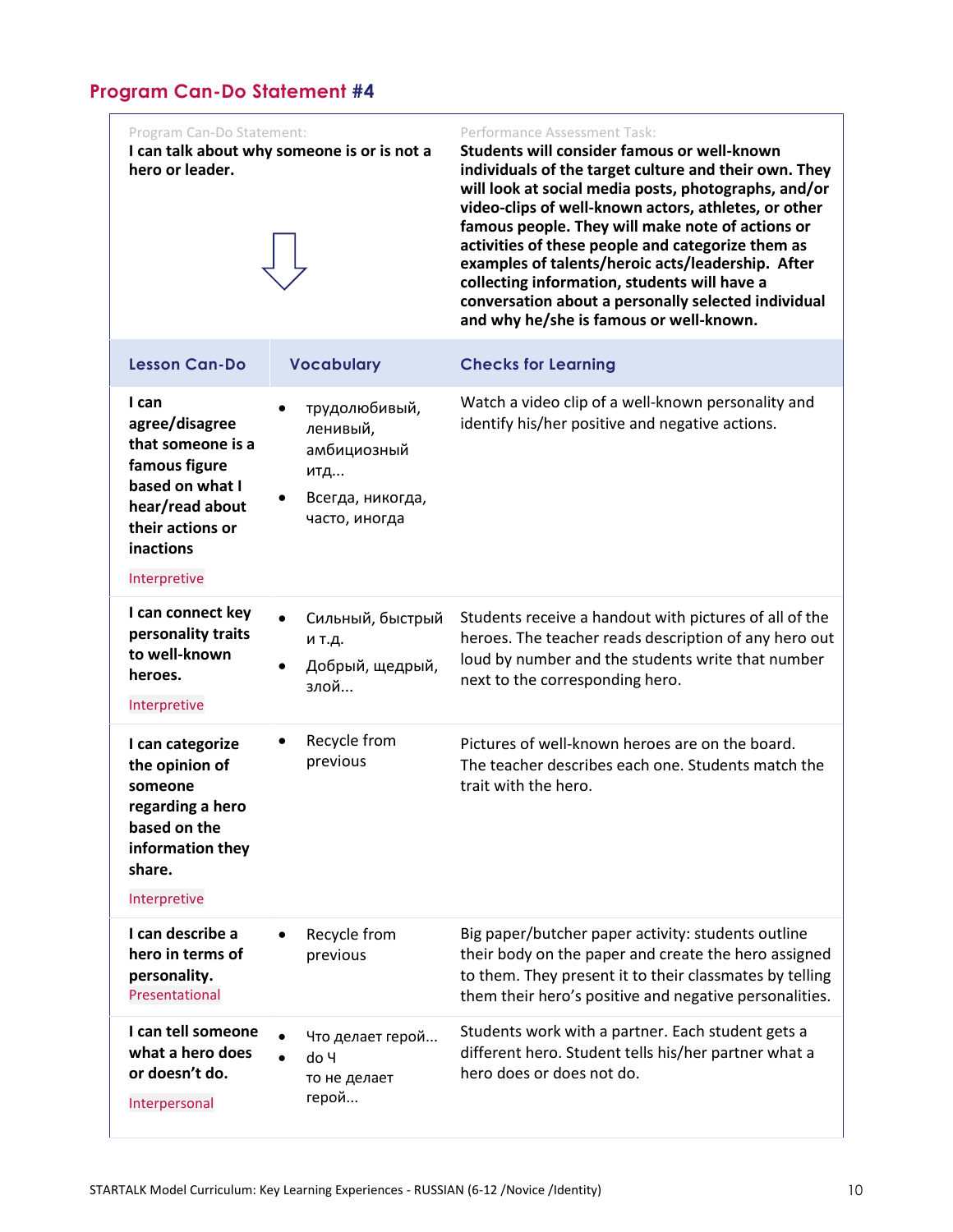## Program Can-Do Statement #4

| Program Can-Do Statement: | Performance Assessment Task: |
|---|---|
| **I can talk about why someone is or is not a hero or leader.** | **Students will consider famous or well-known individuals of the target culture and their own. They will look at social media posts, photographs, and/or video-clips of well-known actors, athletes, or other famous people. They will make note of actions or activities of these people and categorize them as examples of talents/heroic acts/leadership. After collecting information, students will have a conversation about a personally selected individual and why he/she is famous or well-known.** |

| Lesson Can-Do | Vocabulary | Checks for Learning |
|---|---|---|
| **I can agree/disagree that someone is a famous figure based on what I hear/read about their actions or inactions** <br> Interpretive | • трудолюбивый, ленивый, амбициозный итд... <br> • Всегда, никогда, часто, иногда | Watch a video clip of a well-known personality and identify his/her positive and negative actions. |
| **I can connect key personality traits to well-known heroes.** <br> Interpretive | • Сильный, быстрый и т.д. <br> • Добрый, щедрый, злой... | Students receive a handout with pictures of all of the heroes. The teacher reads description of any hero out loud by number and the students write that number next to the corresponding hero. |
| **I can categorize the opinion of someone regarding a hero based on the information they share.** <br> Interpretive | • Recycle from previous | Pictures of well-known heroes are on the board. The teacher describes each one. Students match the trait with the hero. |
| **I can describe a hero in terms of personality.** <br> Presentational | • Recycle from previous | Big paper/butcher paper activity: students outline their body on the paper and create the hero assigned to them. They present it to their classmates by telling them their hero's positive and negative personalities. |
| **I can tell someone what a hero does or doesn't do.** <br> Interpersonal | • Что делает герой... <br> • do Ч то не делает герой... | Students work with a partner. Each student gets a different hero. Student tells his/her partner what a hero does or does not do. |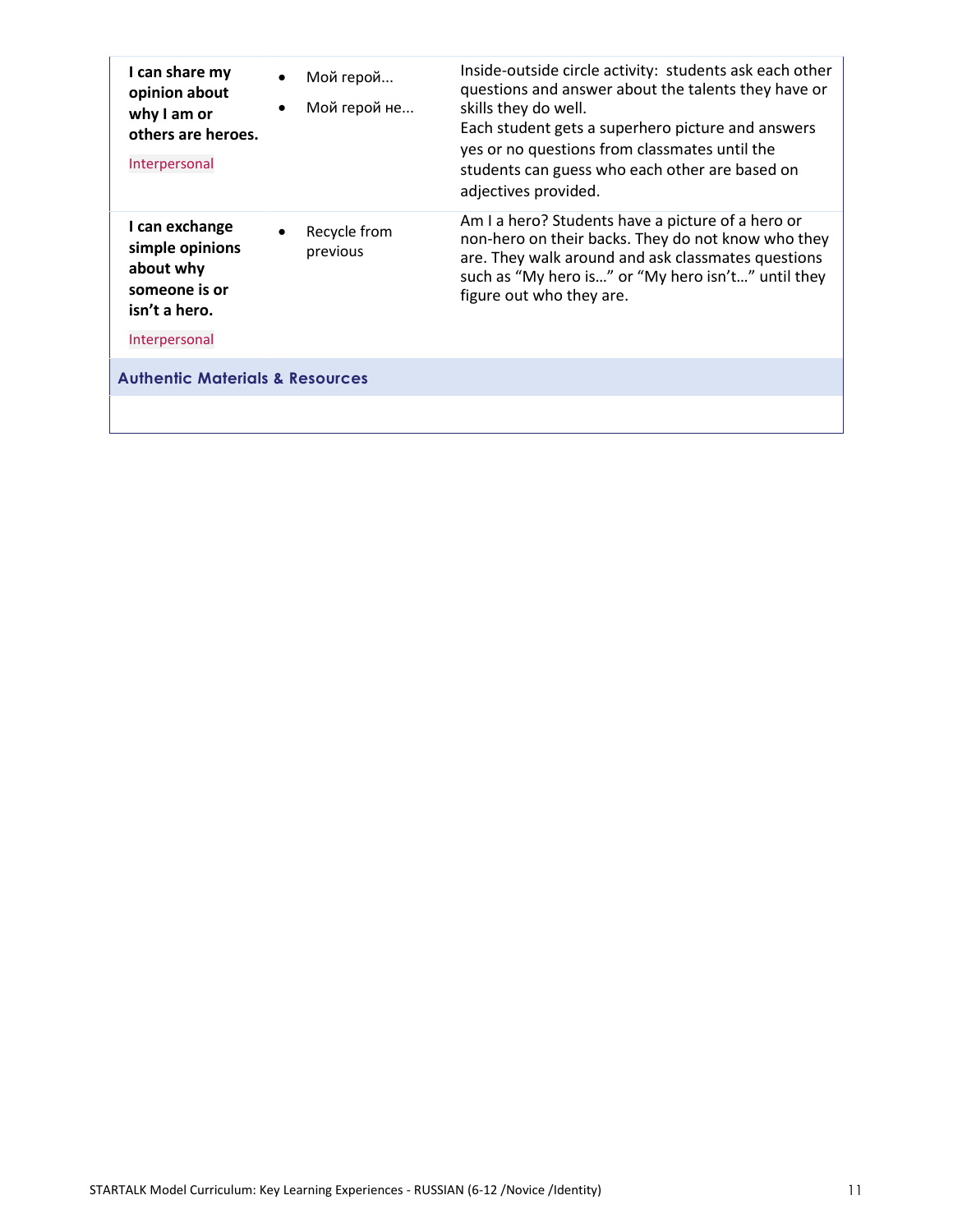| | | |
|---|---|---|
| **I can share my opinion about why I am or others are heroes.**<br><br>Interpersonal | • Мой герой...<br>• Мой герой не... | Inside-outside circle activity: students ask each other questions and answer about the talents they have or skills they do well.<br>Each student gets a superhero picture and answers yes or no questions from classmates until the students can guess who each other are based on adjectives provided. |
| **I can exchange simple opinions about why someone is or isn't a hero.**<br><br>Interpersonal | • Recycle from previous | Am I a hero? Students have a picture of a hero or non-hero on their backs. They do not know who they are. They walk around and ask classmates questions such as "My hero is…" or "My hero isn't…" until they figure out who they are. |

**Authentic Materials & Resources**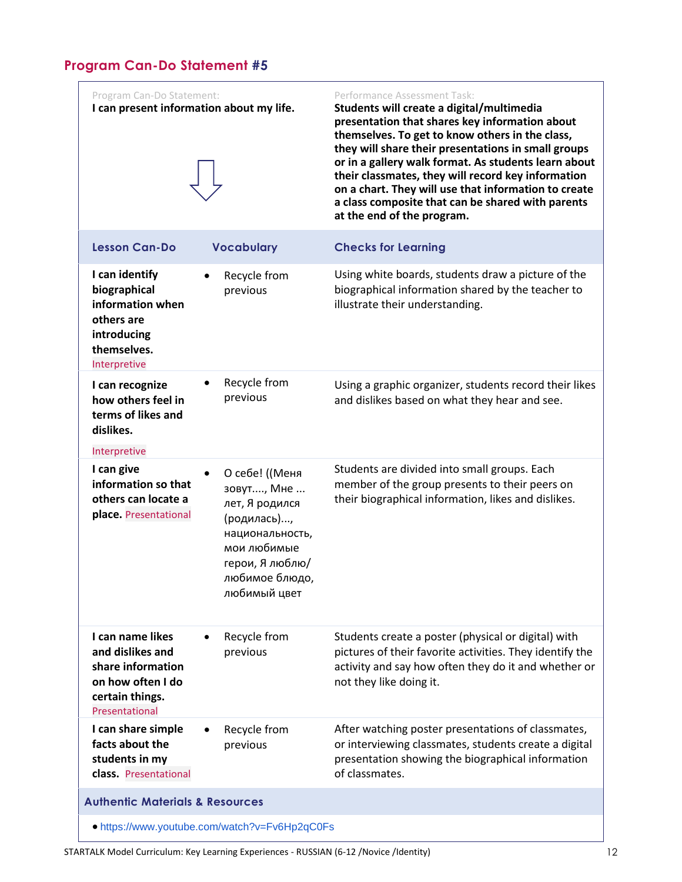## Program Can-Do Statement #5

| Program Can-Do Statement: | | Performance Assessment Task: |
|---|---|---|
| **I can present information about my life.** | | **Students will create a digital/multimedia presentation that shares key information about themselves. To get to know others in the class, they will share their presentations in small groups or in a gallery walk format. As students learn about their classmates, they will record key information on a chart. They will use that information to create a class composite that can be shared with parents at the end of the program.** |

| Lesson Can-Do | Vocabulary | Checks for Learning |
|---|---|---|
| **I can identify biographical information when others are introducing themselves.** Interpretive | • Recycle from previous | Using white boards, students draw a picture of the biographical information shared by the teacher to illustrate their understanding. |
| **I can recognize how others feel in terms of likes and dislikes.** Interpretive | • Recycle from previous | Using a graphic organizer, students record their likes and dislikes based on what they hear and see. |
| **I can give information so that others can locate a place.** Presentational | • О себе! ((Меня зовут...., Мне ... лет, Я родился (родилась)..., национальность, мои любимые герои, Я люблю/ любимое блюдо, любимый цвет | Students are divided into small groups. Each member of the group presents to their peers on their biographical information, likes and dislikes. |
| **I can name likes and dislikes and share information on how often I do certain things.** Presentational | • Recycle from previous | Students create a poster (physical or digital) with pictures of their favorite activities. They identify the activity and say how often they do it and whether or not they like doing it. |
| **I can share simple facts about the students in my class.** Presentational | • Recycle from previous | After watching poster presentations of classmates, or interviewing classmates, students create a digital presentation showing the biographical information of classmates. |

**Authentic Materials & Resources**

- https://www.youtube.com/watch?v=Fv6Hp2qC0Fs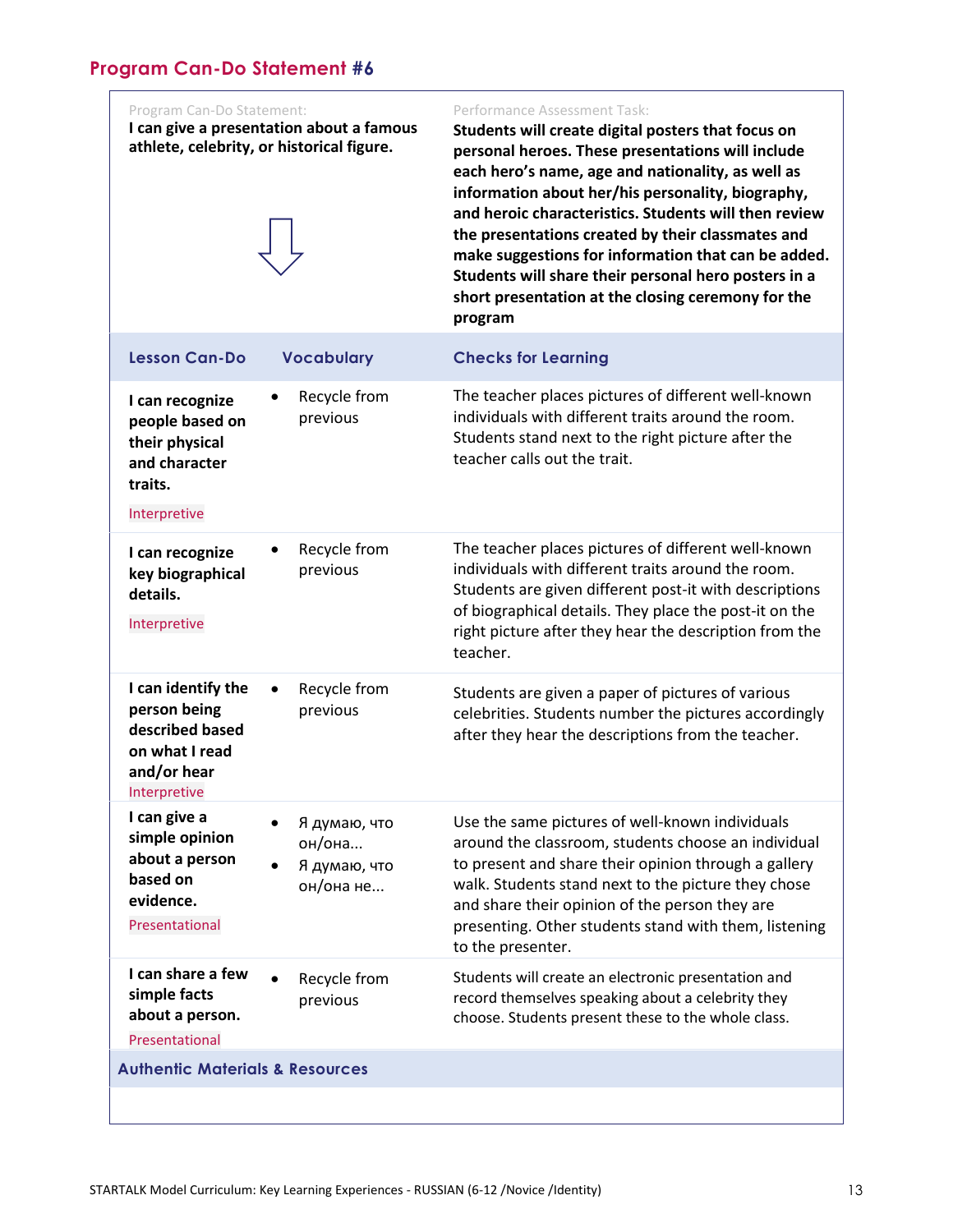## Program Can-Do Statement #6

| Program Can-Do Statement: | | Performance Assessment Task: |
|---|---|---|
| **I can give a presentation about a famous athlete, celebrity, or historical figure.** | | **Students will create digital posters that focus on personal heroes. These presentations will include each hero's name, age and nationality, as well as information about her/his personality, biography, and heroic characteristics. Students will then review the presentations created by their classmates and make suggestions for information that can be added. Students will share their personal hero posters in a short presentation at the closing ceremony for the program** |
| **Lesson Can-Do** | **Vocabulary** | **Checks for Learning** |
| **I can recognize people based on their physical and character traits.** Interpretive | • Recycle from previous | The teacher places pictures of different well-known individuals with different traits around the room. Students stand next to the right picture after the teacher calls out the trait. |
| **I can recognize key biographical details.** Interpretive | • Recycle from previous | The teacher places pictures of different well-known individuals with different traits around the room. Students are given different post-it with descriptions of biographical details. They place the post-it on the right picture after they hear the description from the teacher. |
| **I can identify the person being described based on what I read and/or hear** Interpretive | • Recycle from previous | Students are given a paper of pictures of various celebrities. Students number the pictures accordingly after they hear the descriptions from the teacher. |
| **I can give a simple opinion about a person based on evidence.** Presentational | • Я думаю, что он/она... • Я думаю, что он/она не... | Use the same pictures of well-known individuals around the classroom, students choose an individual to present and share their opinion through a gallery walk. Students stand next to the picture they chose and share their opinion of the person they are presenting. Other students stand with them, listening to the presenter. |
| **I can share a few simple facts about a person.** Presentational | • Recycle from previous | Students will create an electronic presentation and record themselves speaking about a celebrity they choose. Students present these to the whole class. |
| **Authentic Materials & Resources** | | |
| | | |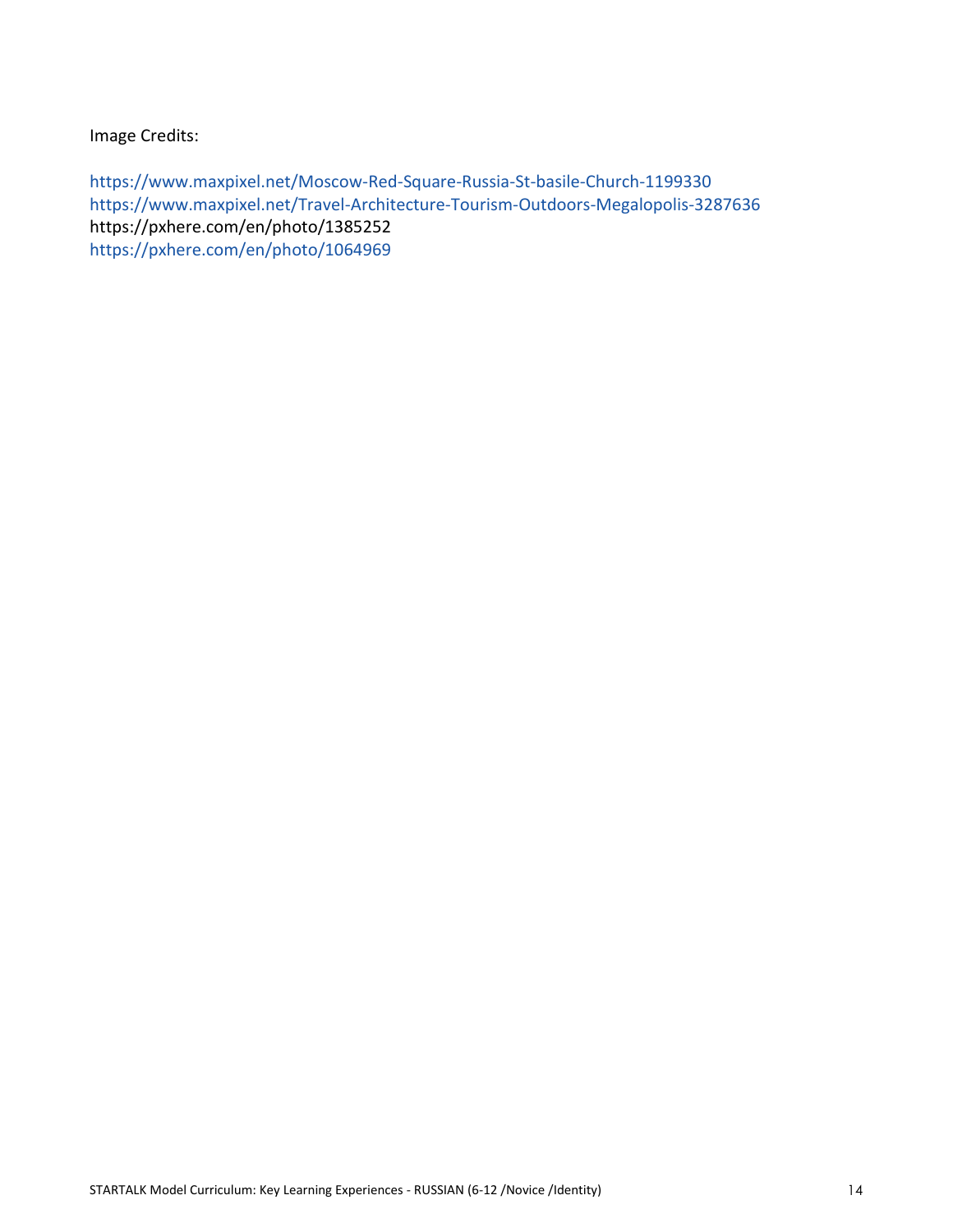Image Credits:

https://www.maxpixel.net/Moscow-Red-Square-Russia-St-basile-Church-1199330
https://www.maxpixel.net/Travel-Architecture-Tourism-Outdoors-Megalopolis-3287636
https://pxhere.com/en/photo/1385252
https://pxhere.com/en/photo/1064969